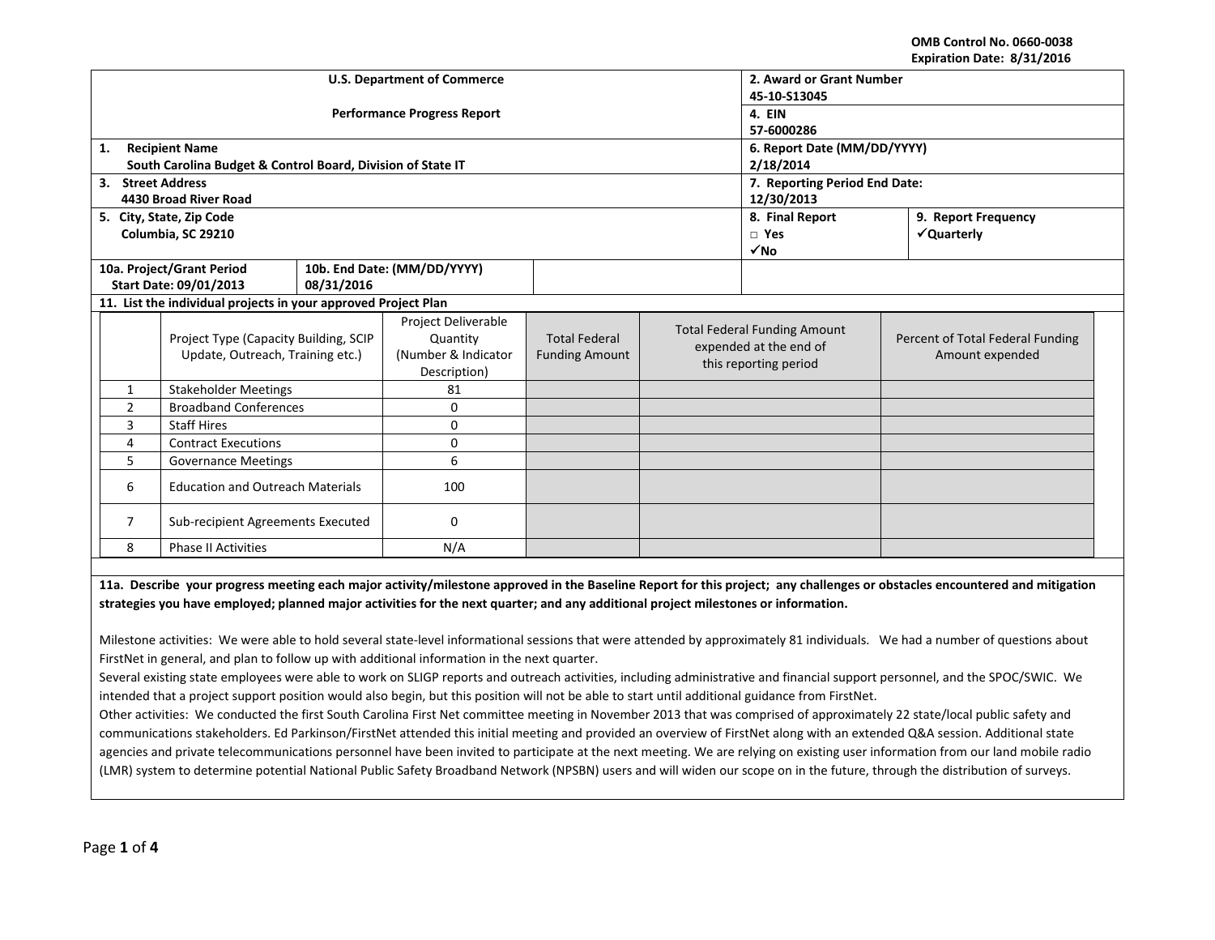OMB Control No. 0660-0038
Expiration Date: 8/31/2016

| U.S. Department of Commerce<br><br>Performance Progress Report | 2. Award or Grant Number<br>45-10-S13045 | |
|---|---|---|
| | 4. EIN<br>57-6000286 | |
| 1. Recipient Name<br>South Carolina Budget & Control Board, Division of State IT | 6. Report Date (MM/DD/YYYY)<br>2/18/2014 | |
| 3. Street Address<br>4430 Broad River Road | 7. Reporting Period End Date:<br>12/30/2013 | |
| 5. City, State, Zip Code<br>Columbia, SC 29210 | 8. Final Report<br>□ Yes<br>✓No | 9. Report Frequency<br>✓Quarterly |
| 10a. Project/Grant Period Start Date: 09/01/2013 | 10b. End Date: (MM/DD/YYYY) 08/31/2016 | |

**11. List the individual projects in your approved Project Plan**

| | Project Type (Capacity Building, SCIP Update, Outreach, Training etc.) | Project Deliverable Quantity (Number & Indicator Description) | Total Federal Funding Amount | Total Federal Funding Amount expended at the end of this reporting period | Percent of Total Federal Funding Amount expended |
|---|---|---|---|---|---|
| 1 | Stakeholder Meetings | 81 | | | |
| 2 | Broadband Conferences | 0 | | | |
| 3 | Staff Hires | 0 | | | |
| 4 | Contract Executions | 0 | | | |
| 5 | Governance Meetings | 6 | | | |
| 6 | Education and Outreach Materials | 100 | | | |
| 7 | Sub-recipient Agreements Executed | 0 | | | |
| 8 | Phase II Activities | N/A | | | |

**11a. Describe your progress meeting each major activity/milestone approved in the Baseline Report for this project; any challenges or obstacles encountered and mitigation strategies you have employed; planned major activities for the next quarter; and any additional project milestones or information.**

Milestone activities: We were able to hold several state-level informational sessions that were attended by approximately 81 individuals. We had a number of questions about FirstNet in general, and plan to follow up with additional information in the next quarter.

Several existing state employees were able to work on SLIGP reports and outreach activities, including administrative and financial support personnel, and the SPOC/SWIC. We intended that a project support position would also begin, but this position will not be able to start until additional guidance from FirstNet.

Other activities: We conducted the first South Carolina First Net committee meeting in November 2013 that was comprised of approximately 22 state/local public safety and communications stakeholders. Ed Parkinson/FirstNet attended this initial meeting and provided an overview of FirstNet along with an extended Q&A session. Additional state agencies and private telecommunications personnel have been invited to participate at the next meeting. We are relying on existing user information from our land mobile radio (LMR) system to determine potential National Public Safety Broadband Network (NPSBN) users and will widen our scope on in the future, through the distribution of surveys.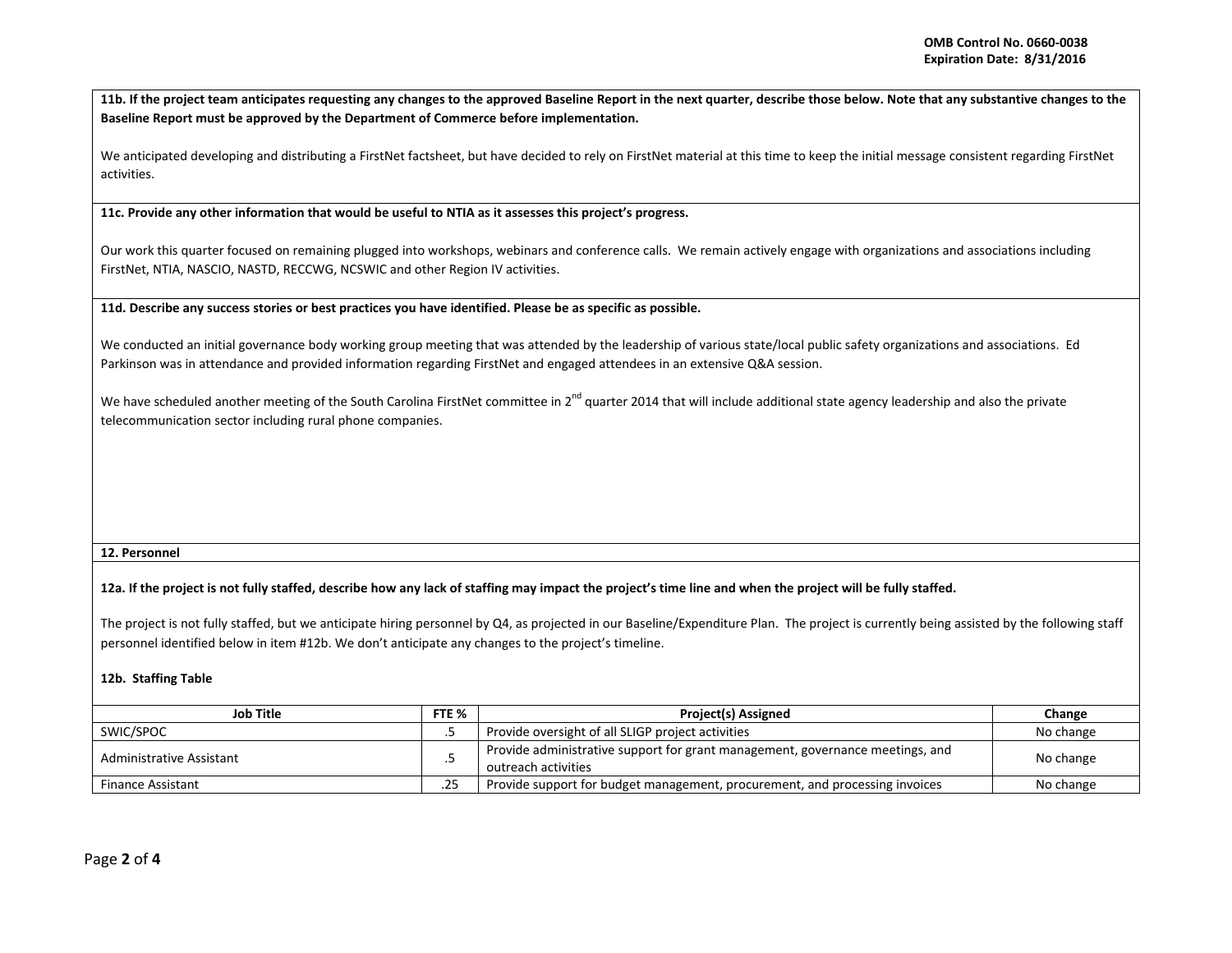**11b. If the project team anticipates requesting any changes to the approved Baseline Report in the next quarter, describe those below. Note that any substantive changes to the Baseline Report must be approved by the Department of Commerce before implementation.**

We anticipated developing and distributing a FirstNet factsheet, but have decided to rely on FirstNet material at this time to keep the initial message consistent regarding FirstNet activities.

**11c. Provide any other information that would be useful to NTIA as it assesses this project's progress.**

Our work this quarter focused on remaining plugged into workshops, webinars and conference calls. We remain actively engage with organizations and associations including FirstNet, NTIA, NASCIO, NASTD, RECCWG, NCSWIC and other Region IV activities.

**11d. Describe any success stories or best practices you have identified. Please be as specific as possible.**

We conducted an initial governance body working group meeting that was attended by the leadership of various state/local public safety organizations and associations. Ed Parkinson was in attendance and provided information regarding FirstNet and engaged attendees in an extensive Q&A session.

We have scheduled another meeting of the South Carolina FirstNet committee in 2nd quarter 2014 that will include additional state agency leadership and also the private telecommunication sector including rural phone companies.

**12. Personnel**

**12a. If the project is not fully staffed, describe how any lack of staffing may impact the project's time line and when the project will be fully staffed.**

The project is not fully staffed, but we anticipate hiring personnel by Q4, as projected in our Baseline/Expenditure Plan. The project is currently being assisted by the following staff personnel identified below in item #12b. We don't anticipate any changes to the project's timeline.

**12b. Staffing Table**

| Job Title | FTE % | Project(s) Assigned | Change |
| --- | --- | --- | --- |
| SWIC/SPOC | .5 | Provide oversight of all SLIGP project activities | No change |
| Administrative Assistant | .5 | Provide administrative support for grant management, governance meetings, and outreach activities | No change |
| Finance Assistant | .25 | Provide support for budget management, procurement, and processing invoices | No change |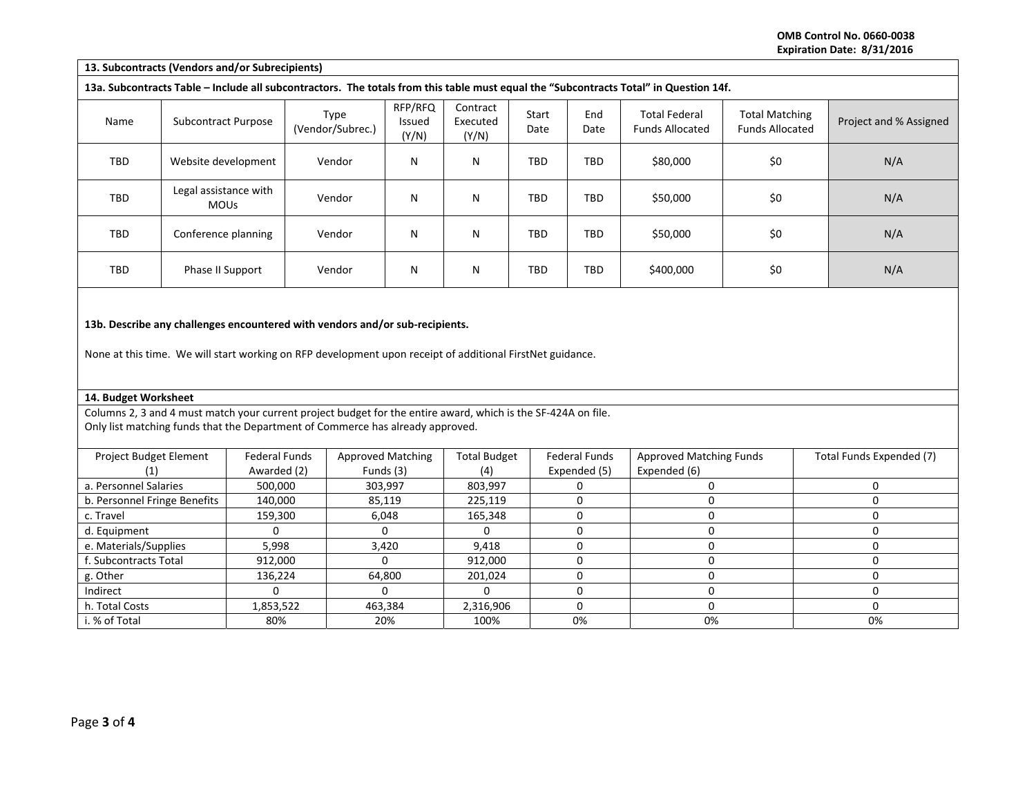OMB Control No. 0660-0038
Expiration Date: 8/31/2016

### 13. Subcontracts (Vendors and/or Subrecipients)

**13a. Subcontracts Table – Include all subcontractors. The totals from this table must equal the "Subcontracts Total" in Question 14f.**

| Name | Subcontract Purpose | Type (Vendor/Subrec.) | RFP/RFQ Issued (Y/N) | Contract Executed (Y/N) | Start Date | End Date | Total Federal Funds Allocated | Total Matching Funds Allocated | Project and % Assigned |
|---|---|---|---|---|---|---|---|---|---|
| TBD | Website development | Vendor | N | N | TBD | TBD | $80,000 | $0 | N/A |
| TBD | Legal assistance with MOUs | Vendor | N | N | TBD | TBD | $50,000 | $0 | N/A |
| TBD | Conference planning | Vendor | N | N | TBD | TBD | $50,000 | $0 | N/A |
| TBD | Phase II Support | Vendor | N | N | TBD | TBD | $400,000 | $0 | N/A |

**13b. Describe any challenges encountered with vendors and/or sub-recipients.**

None at this time. We will start working on RFP development upon receipt of additional FirstNet guidance.

### 14. Budget Worksheet

Columns 2, 3 and 4 must match your current project budget for the entire award, which is the SF-424A on file.
Only list matching funds that the Department of Commerce has already approved.

| Project Budget Element (1) | Federal Funds Awarded (2) | Approved Matching Funds (3) | Total Budget (4) | Federal Funds Expended (5) | Approved Matching Funds Expended (6) | Total Funds Expended (7) |
|---|---|---|---|---|---|---|
| a. Personnel Salaries | 500,000 | 303,997 | 803,997 | 0 | 0 | 0 |
| b. Personnel Fringe Benefits | 140,000 | 85,119 | 225,119 | 0 | 0 | 0 |
| c. Travel | 159,300 | 6,048 | 165,348 | 0 | 0 | 0 |
| d. Equipment | 0 | 0 | 0 | 0 | 0 | 0 |
| e. Materials/Supplies | 5,998 | 3,420 | 9,418 | 0 | 0 | 0 |
| f. Subcontracts Total | 912,000 | 0 | 912,000 | 0 | 0 | 0 |
| g. Other | 136,224 | 64,800 | 201,024 | 0 | 0 | 0 |
| Indirect | 0 | 0 | 0 | 0 | 0 | 0 |
| h. Total Costs | 1,853,522 | 463,384 | 2,316,906 | 0 | 0 | 0 |
| i. % of Total | 80% | 20% | 100% | 0% | 0% | 0% |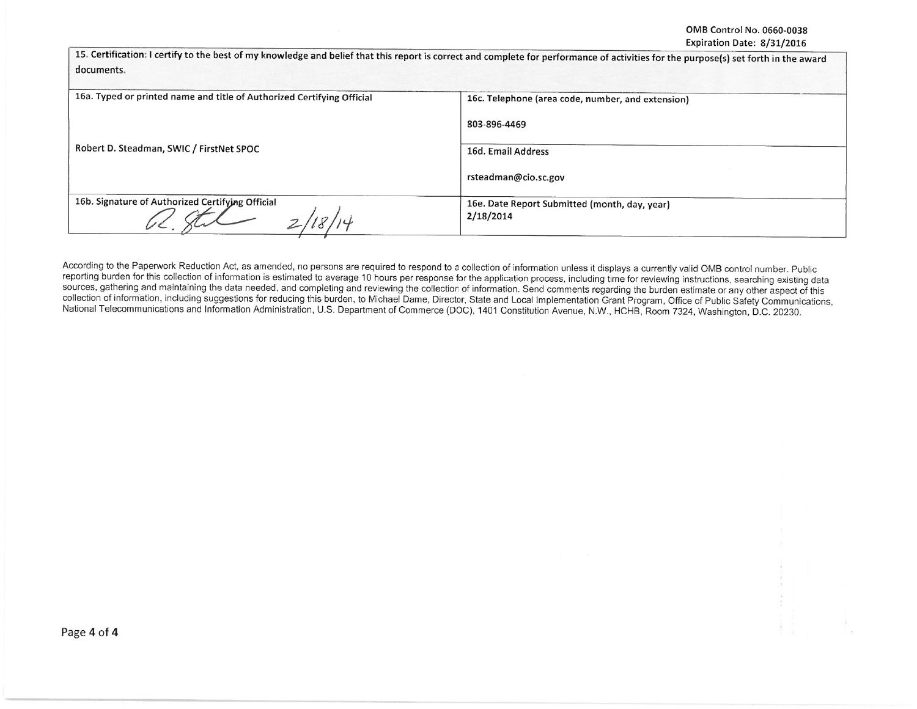OMB Control No. 0660-0038
Expiration Date: 8/31/2016

| | |
|---|---|
| **15. Certification:** I certify to the best of my knowledge and belief that this report is correct and complete for performance of activities for the purpose(s) set forth in the award documents. | |
| **16a. Typed or printed name and title of Authorized Certifying Official**<br><br>Robert D. Steadman, SWIC / FirstNet SPOC | **16c. Telephone (area code, number, and extension)**<br><br>803-896-4469 |
| | **16d. Email Address**<br><br>rsteadman@cio.sc.gov |
| **16b. Signature of Authorized Certifying Official**<br><br>R. Stl 2/18/14 | **16e. Date Report Submitted (month, day, year)**<br>2/18/2014 |

According to the Paperwork Reduction Act, as amended, no persons are required to respond to a collection of information unless it displays a currently valid OMB control number. Public reporting burden for this collection of information is estimated to average 10 hours per response for the application process, including time for reviewing instructions, searching existing data sources, gathering and maintaining the data needed, and completing and reviewing the collection of information. Send comments regarding the burden estimate or any other aspect of this collection of information, including suggestions for reducing this burden, to Michael Dame, Director, State and Local Implementation Grant Program, Office of Public Safety Communications, National Telecommunications and Information Administration, U.S. Department of Commerce (DOC), 1401 Constitution Avenue, N.W., HCHB, Room 7324, Washington, D.C. 20230.